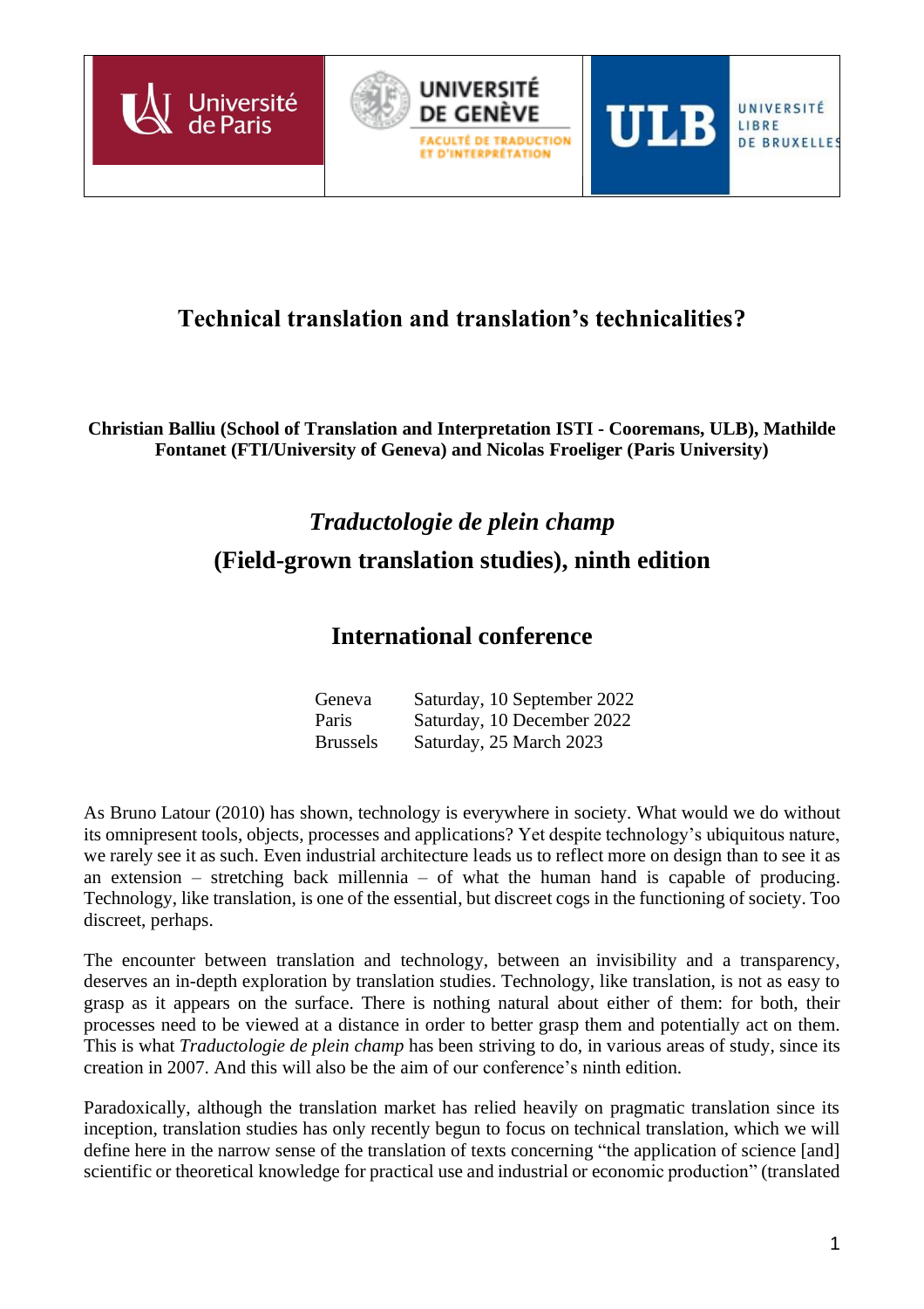# Technical translation and translation's technicalities?

**Christian Balliu (School of Translation and Interpretation ISTI - Cooremans, ULB), Mathilde Fontanet (FTI/University of Geneva) and Nicolas Froeliger (Paris University)**

## *Traductologie de plein champ*
## (Field-grown translation studies), ninth edition

## International conference

| | |
|---|---|
| Geneva | Saturday, 10 September 2022 |
| Paris | Saturday, 10 December 2022 |
| Brussels | Saturday, 25 March 2023 |

As Bruno Latour (2010) has shown, technology is everywhere in society. What would we do without its omnipresent tools, objects, processes and applications? Yet despite technology's ubiquitous nature, we rarely see it as such. Even industrial architecture leads us to reflect more on design than to see it as an extension – stretching back millennia – of what the human hand is capable of producing. Technology, like translation, is one of the essential, but discreet cogs in the functioning of society. Too discreet, perhaps.

The encounter between translation and technology, between an invisibility and a transparency, deserves an in-depth exploration by translation studies. Technology, like translation, is not as easy to grasp as it appears on the surface. There is nothing natural about either of them: for both, their processes need to be viewed at a distance in order to better grasp them and potentially act on them. This is what *Traductologie de plein champ* has been striving to do, in various areas of study, since its creation in 2007. And this will also be the aim of our conference's ninth edition.

Paradoxically, although the translation market has relied heavily on pragmatic translation since its inception, translation studies has only recently begun to focus on technical translation, which we will define here in the narrow sense of the translation of texts concerning "the application of science [and] scientific or theoretical knowledge for practical use and industrial or economic production" (translated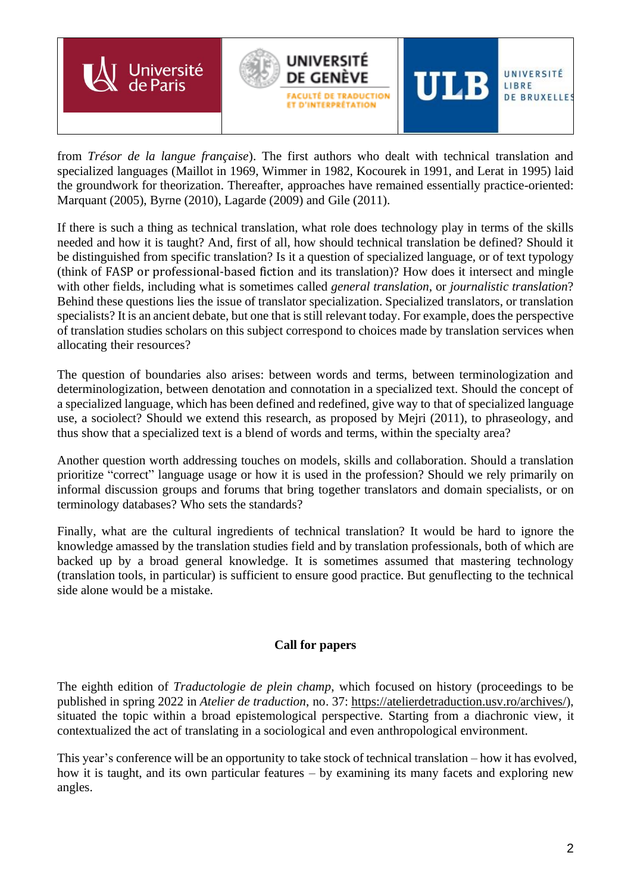from *Trésor de la langue française*). The first authors who dealt with technical translation and specialized languages (Maillot in 1969, Wimmer in 1982, Kocourek in 1991, and Lerat in 1995) laid the groundwork for theorization. Thereafter, approaches have remained essentially practice-oriented: Marquant (2005), Byrne (2010), Lagarde (2009) and Gile (2011).

If there is such a thing as technical translation, what role does technology play in terms of the skills needed and how it is taught? And, first of all, how should technical translation be defined? Should it be distinguished from specific translation? Is it a question of specialized language, or of text typology (think of FASP or professional-based fiction and its translation)? How does it intersect and mingle with other fields, including what is sometimes called *general translation*, or *journalistic translation*? Behind these questions lies the issue of translator specialization. Specialized translators, or translation specialists? It is an ancient debate, but one that is still relevant today. For example, does the perspective of translation studies scholars on this subject correspond to choices made by translation services when allocating their resources?

The question of boundaries also arises: between words and terms, between terminologization and determinologization, between denotation and connotation in a specialized text. Should the concept of a specialized language, which has been defined and redefined, give way to that of specialized language use, a sociolect? Should we extend this research, as proposed by Mejri (2011), to phraseology, and thus show that a specialized text is a blend of words and terms, within the specialty area?

Another question worth addressing touches on models, skills and collaboration. Should a translation prioritize "correct" language usage or how it is used in the profession? Should we rely primarily on informal discussion groups and forums that bring together translators and domain specialists, or on terminology databases? Who sets the standards?

Finally, what are the cultural ingredients of technical translation? It would be hard to ignore the knowledge amassed by the translation studies field and by translation professionals, both of which are backed up by a broad general knowledge. It is sometimes assumed that mastering technology (translation tools, in particular) is sufficient to ensure good practice. But genuflecting to the technical side alone would be a mistake.

## Call for papers

The eighth edition of *Traductologie de plein champ*, which focused on history (proceedings to be published in spring 2022 in *Atelier de traduction*, no. 37: https://atelierdetraduction.usv.ro/archives/), situated the topic within a broad epistemological perspective. Starting from a diachronic view, it contextualized the act of translating in a sociological and even anthropological environment.

This year's conference will be an opportunity to take stock of technical translation – how it has evolved, how it is taught, and its own particular features – by examining its many facets and exploring new angles.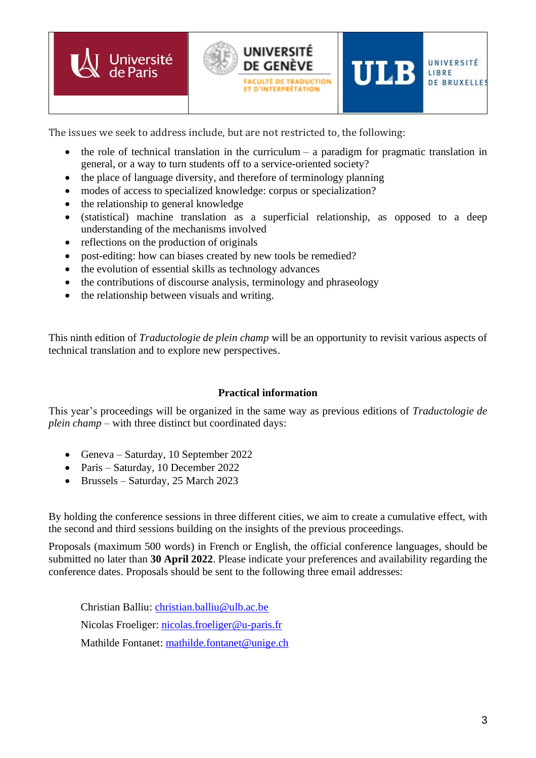The issues we seek to address include, but are not restricted to, the following:

- the role of technical translation in the curriculum – a paradigm for pragmatic translation in general, or a way to turn students off to a service-oriented society?
- the place of language diversity, and therefore of terminology planning
- modes of access to specialized knowledge: corpus or specialization?
- the relationship to general knowledge
- (statistical) machine translation as a superficial relationship, as opposed to a deep understanding of the mechanisms involved
- reflections on the production of originals
- post-editing: how can biases created by new tools be remedied?
- the evolution of essential skills as technology advances
- the contributions of discourse analysis, terminology and phraseology
- the relationship between visuals and writing.

This ninth edition of *Traductologie de plein champ* will be an opportunity to revisit various aspects of technical translation and to explore new perspectives.

### Practical information

This year's proceedings will be organized in the same way as previous editions of *Traductologie de plein champ* – with three distinct but coordinated days:

- Geneva – Saturday, 10 September 2022
- Paris – Saturday, 10 December 2022
- Brussels – Saturday, 25 March 2023

By holding the conference sessions in three different cities, we aim to create a cumulative effect, with the second and third sessions building on the insights of the previous proceedings.

Proposals (maximum 500 words) in French or English, the official conference languages, should be submitted no later than **30 April 2022**. Please indicate your preferences and availability regarding the conference dates. Proposals should be sent to the following three email addresses:

Christian Balliu: christian.balliu@ulb.ac.be

Nicolas Froeliger: nicolas.froeliger@u-paris.fr

Mathilde Fontanet: mathilde.fontanet@unige.ch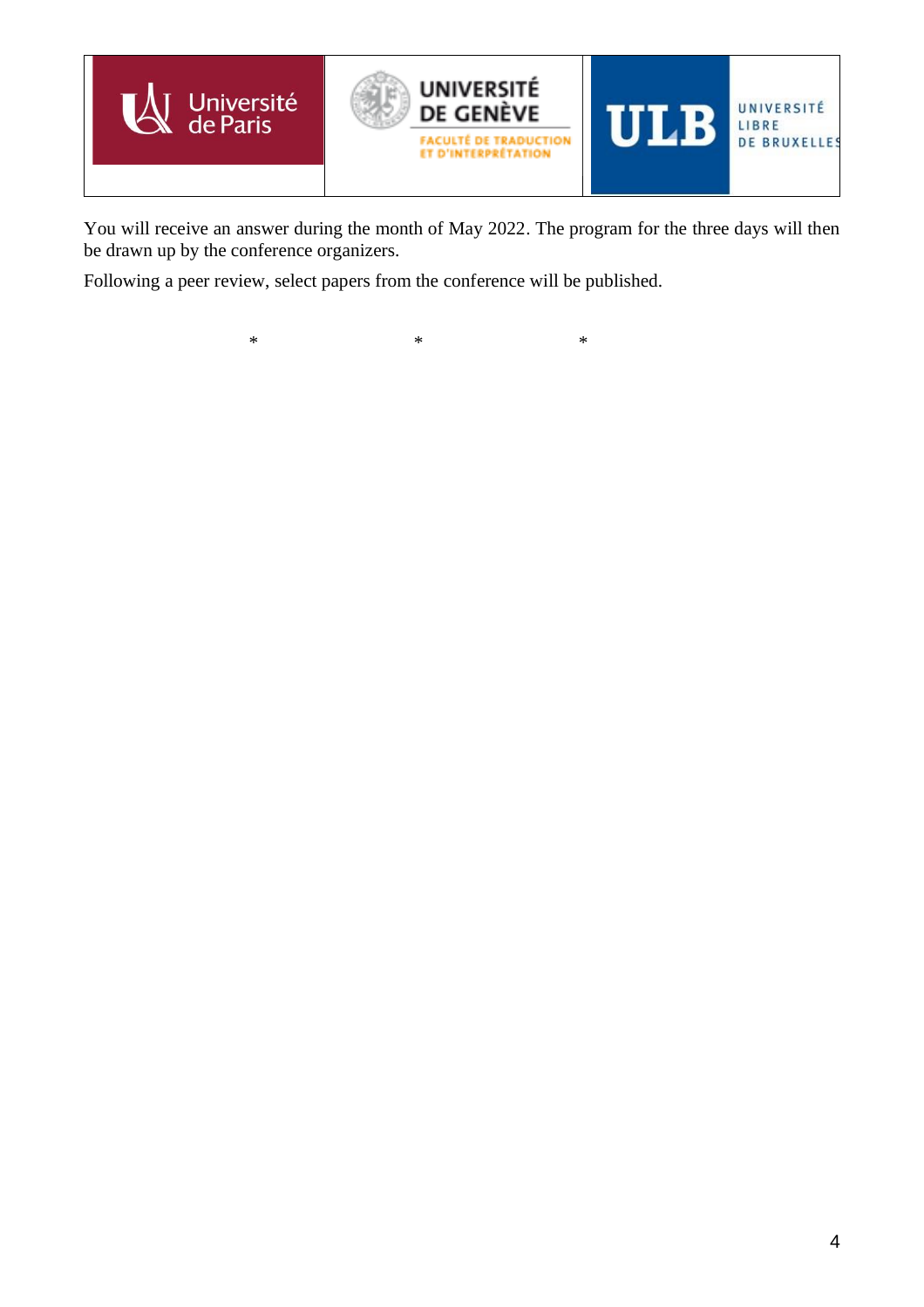You will receive an answer during the month of May 2022. The program for the three days will then be drawn up by the conference organizers.

Following a peer review, select papers from the conference will be published.

\*                    \*                    \*